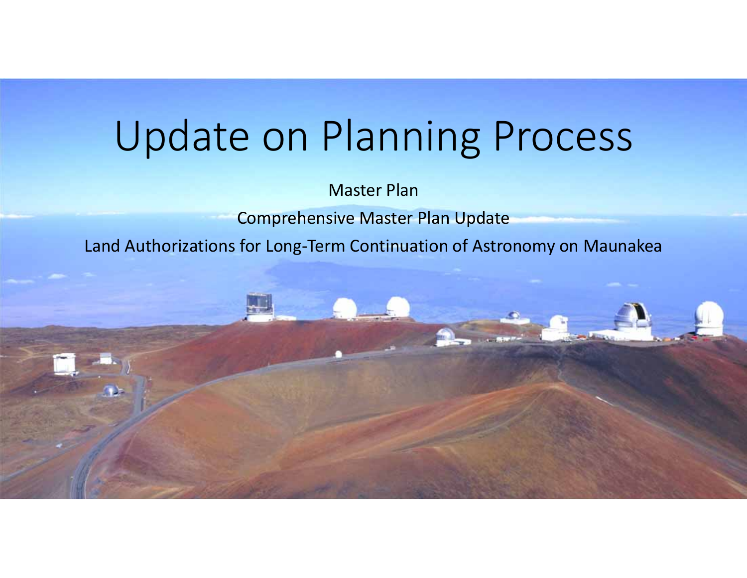# Update on Planning Process

Master Plan

Comprehensive Master Plan Update

Land Authorizations for Long-Term Continuation of Astronomy on Maunakea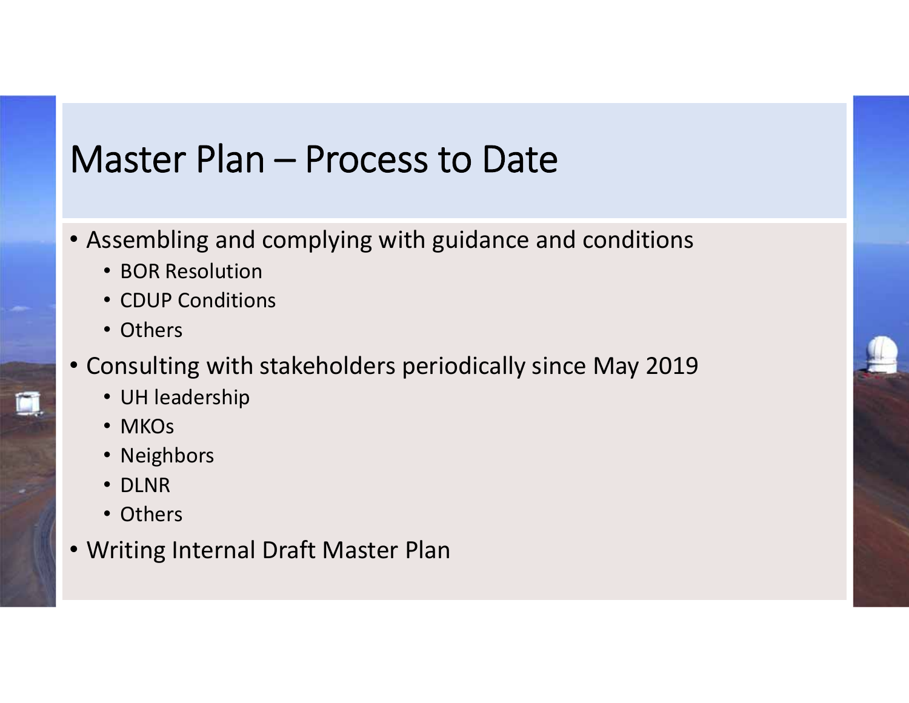# Master Plan – Process to Date

- Assembling and complying with guidance and conditions
  - BOR Resolution
  - CDUP Conditions
  - Others
- Consulting with stakeholders periodically since May 2019
  - UH leadership
  - MKOs
  - Neighbors
  - DLNR
  - Others
- Writing Internal Draft Master Plan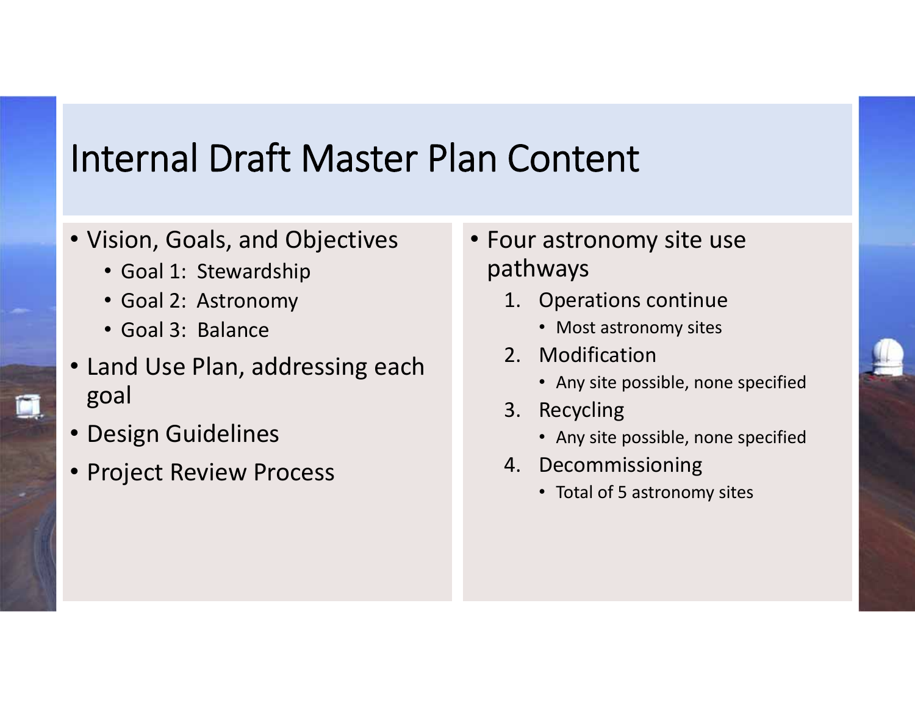# Internal Draft Master Plan Content

- Vision, Goals, and Objectives
  - Goal 1: Stewardship
  - Goal 2: Astronomy
  - Goal 3: Balance
- Land Use Plan, addressing each goal
- Design Guidelines
- Project Review Process

- Four astronomy site use pathways
  1. Operations continue
     - Most astronomy sites
  2. Modification
     - Any site possible, none specified
  3. Recycling
     - Any site possible, none specified
  4. Decommissioning
     - Total of 5 astronomy sites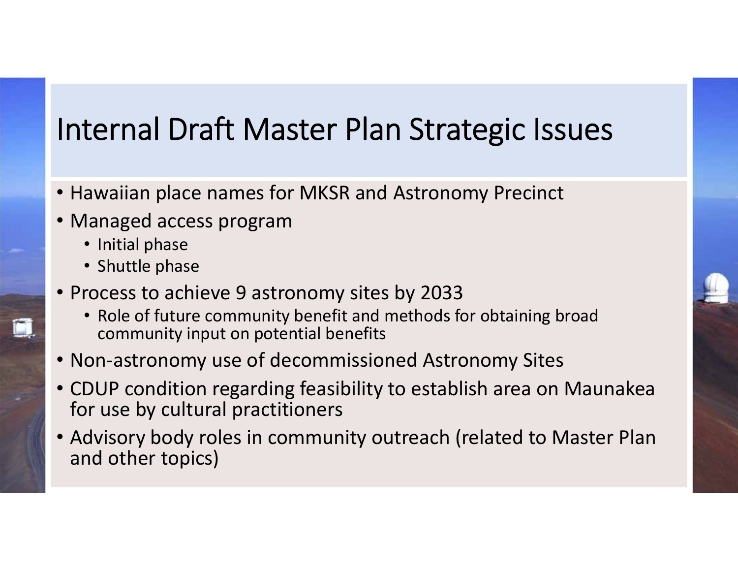# Internal Draft Master Plan Strategic Issues

- Hawaiian place names for MKSR and Astronomy Precinct
- Managed access program
  - Initial phase
  - Shuttle phase
- Process to achieve 9 astronomy sites by 2033
  - Role of future community benefit and methods for obtaining broad community input on potential benefits
- Non-astronomy use of decommissioned Astronomy Sites
- CDUP condition regarding feasibility to establish area on Maunakea for use by cultural practitioners
- Advisory body roles in community outreach (related to Master Plan and other topics)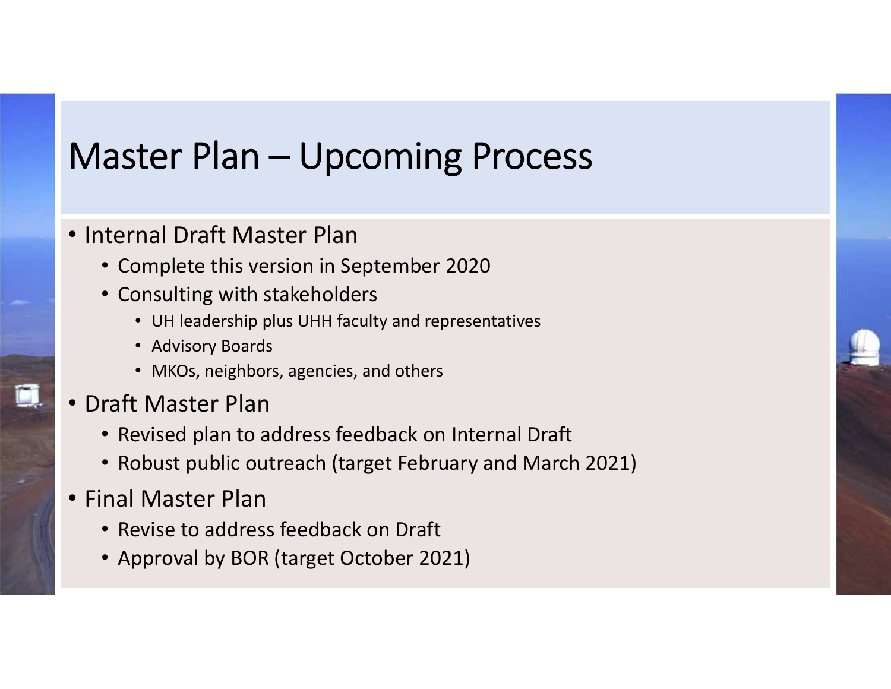# Master Plan – Upcoming Process

- Internal Draft Master Plan
  - Complete this version in September 2020
  - Consulting with stakeholders
    - UH leadership plus UHH faculty and representatives
    - Advisory Boards
    - MKOs, neighbors, agencies, and others
- Draft Master Plan
  - Revised plan to address feedback on Internal Draft
  - Robust public outreach (target February and March 2021)
- Final Master Plan
  - Revise to address feedback on Draft
  - Approval by BOR (target October 2021)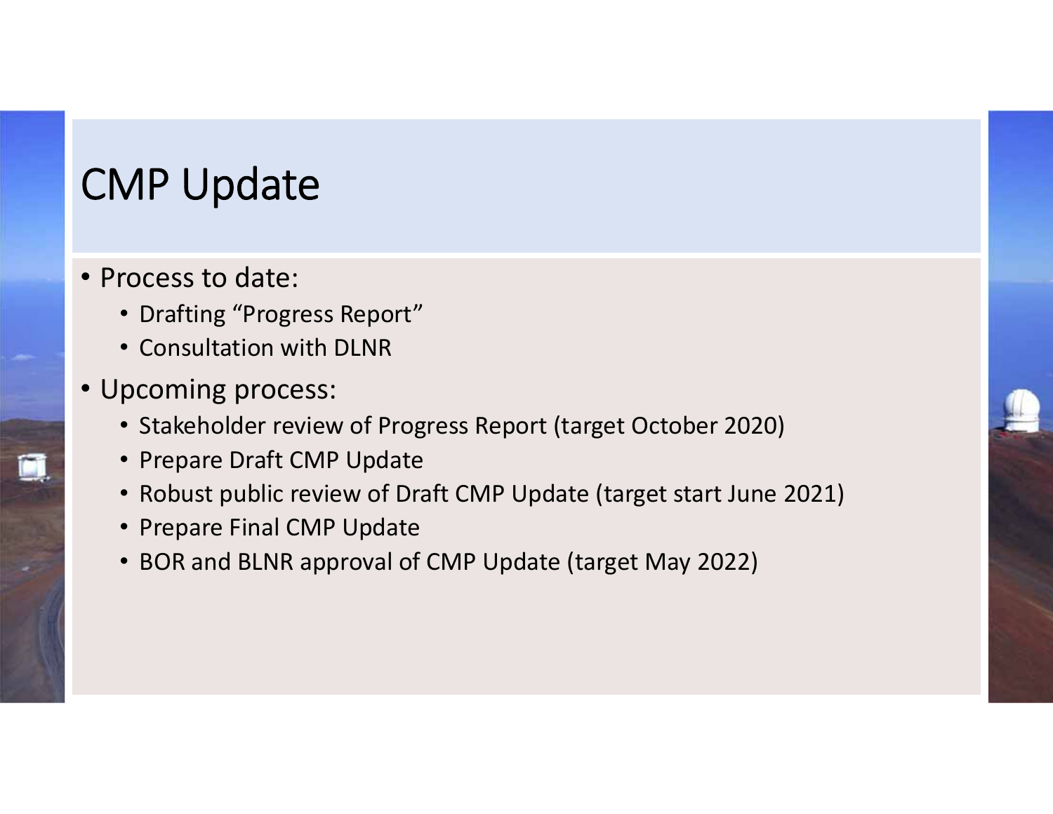# CMP Update

- Process to date:
  - Drafting "Progress Report"
  - Consultation with DLNR
- Upcoming process:
  - Stakeholder review of Progress Report (target October 2020)
  - Prepare Draft CMP Update
  - Robust public review of Draft CMP Update (target start June 2021)
  - Prepare Final CMP Update
  - BOR and BLNR approval of CMP Update (target May 2022)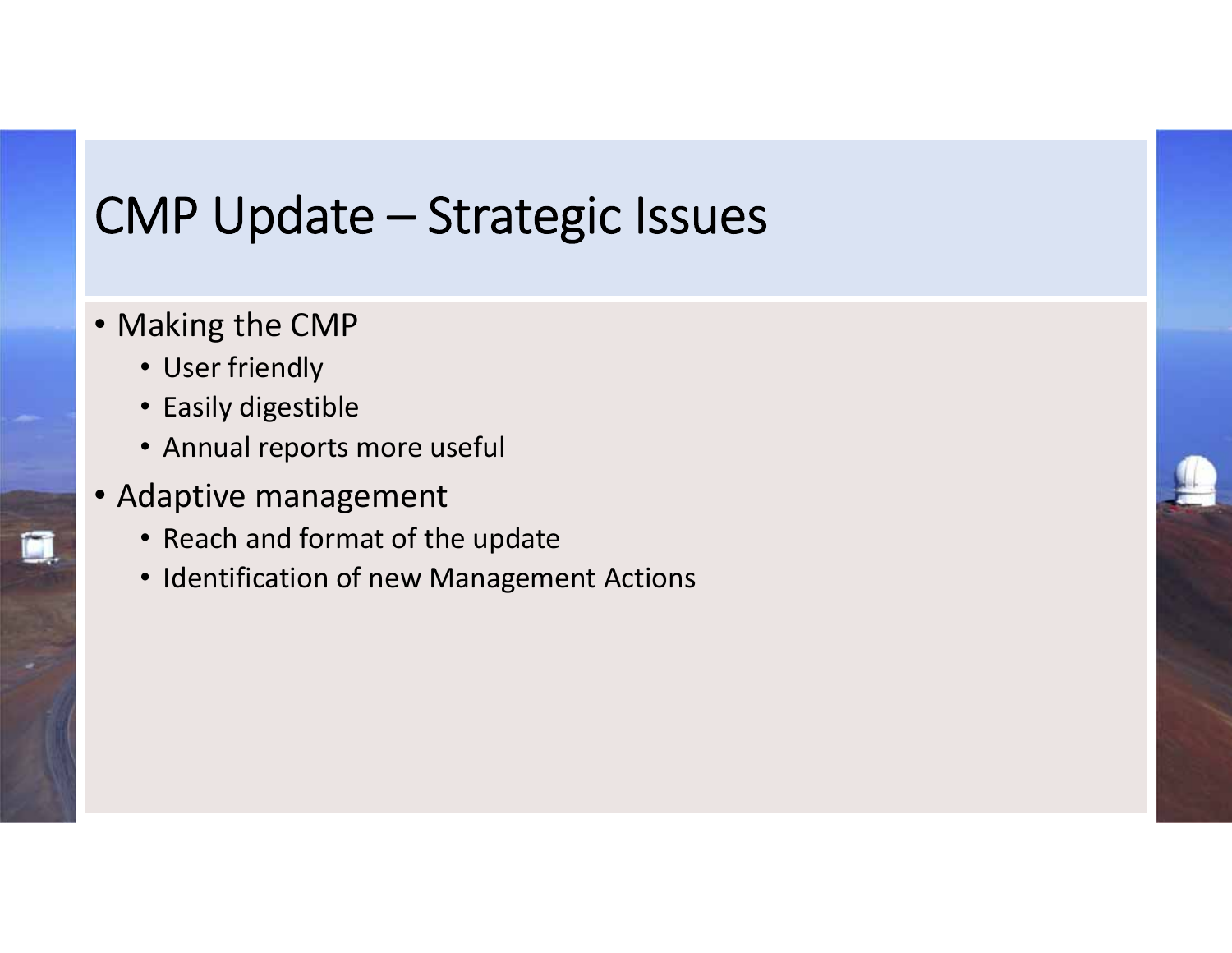# CMP Update – Strategic Issues

- Making the CMP
  - User friendly
  - Easily digestible
  - Annual reports more useful
- Adaptive management
  - Reach and format of the update
  - Identification of new Management Actions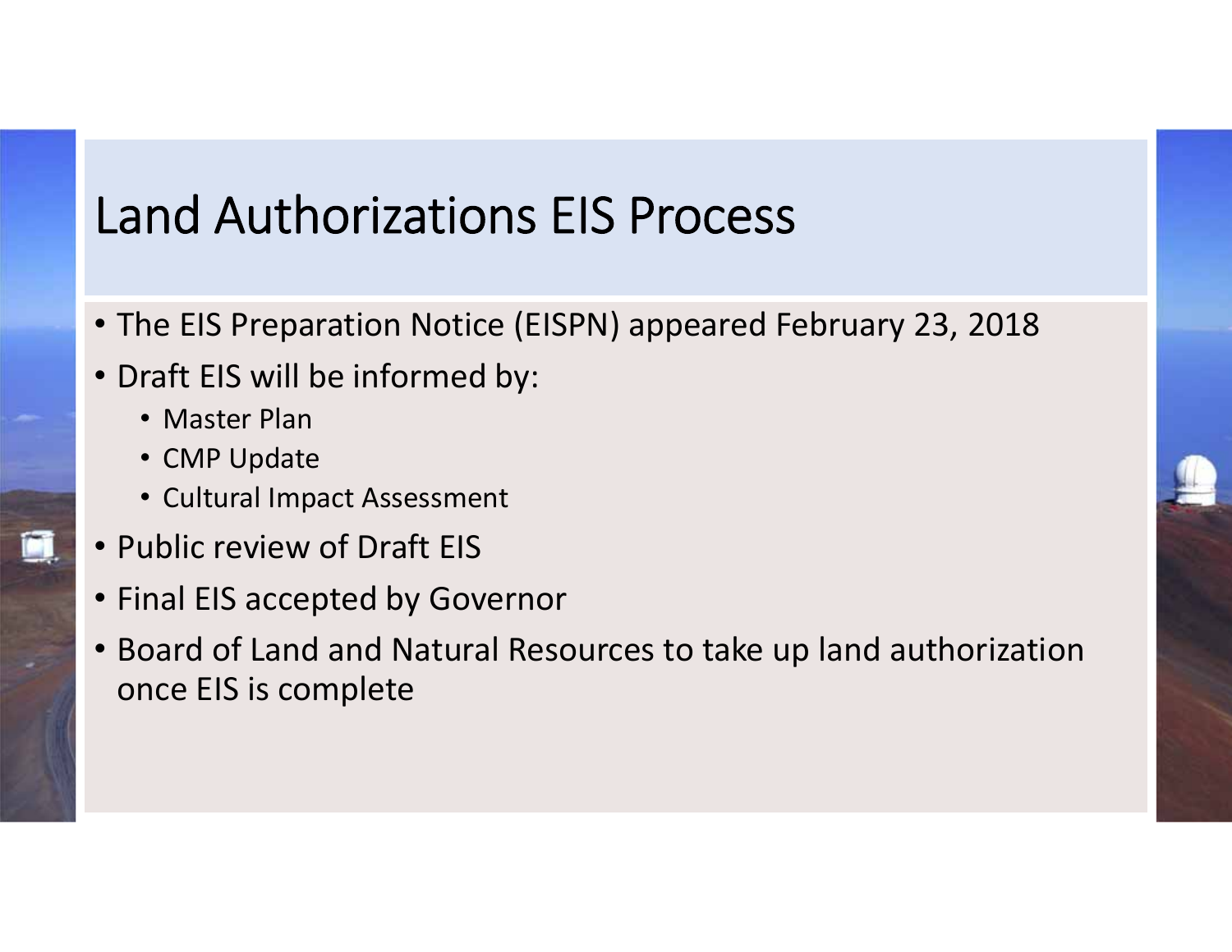# Land Authorizations EIS Process

- The EIS Preparation Notice (EISPN) appeared February 23, 2018
- Draft EIS will be informed by:
  - Master Plan
  - CMP Update
  - Cultural Impact Assessment
- Public review of Draft EIS
- Final EIS accepted by Governor
- Board of Land and Natural Resources to take up land authorization once EIS is complete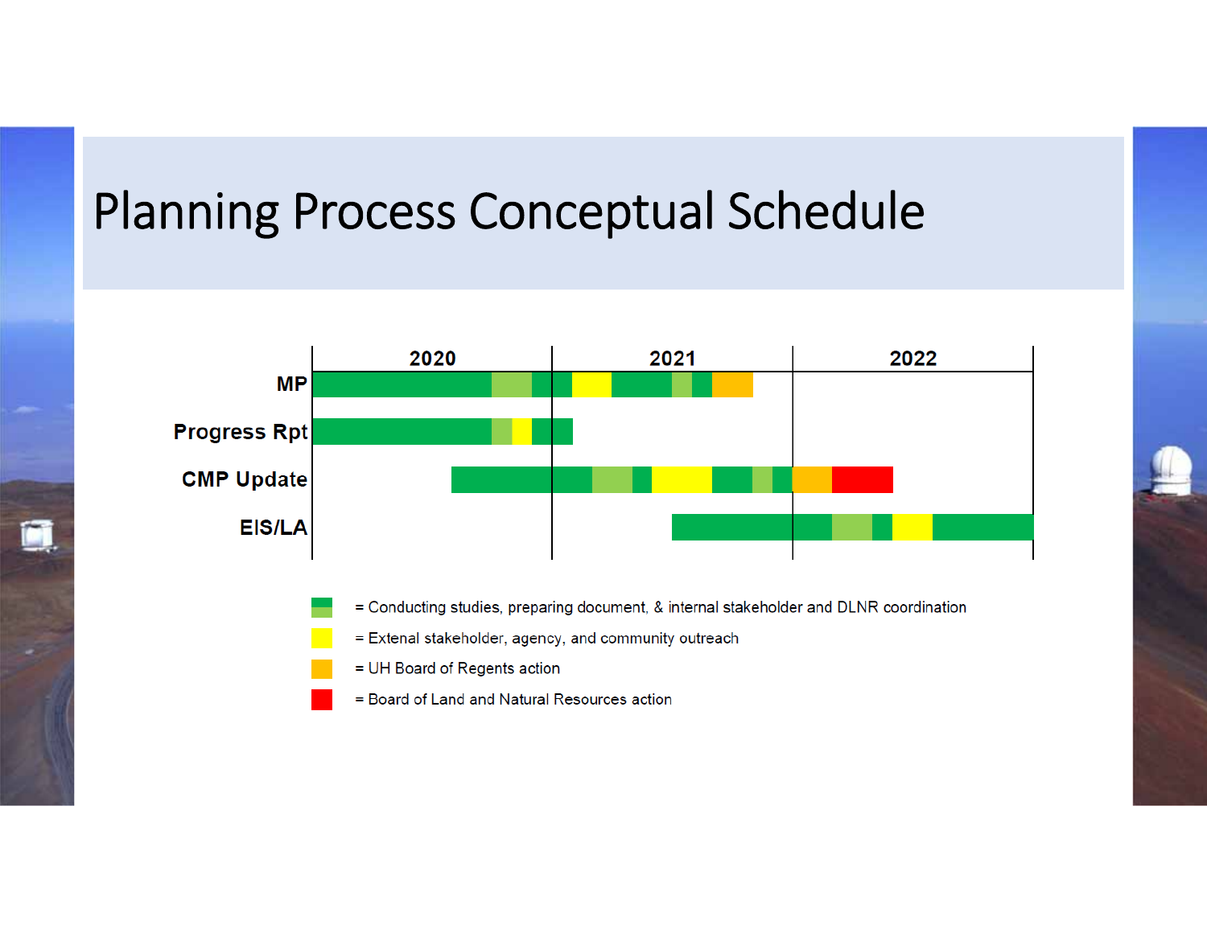# Planning Process Conceptual Schedule

2020
2021
2022

MP

Progress Rpt

CMP Update

EIS/LA

= Conducting studies, preparing document, & internal stakeholder and DLNR coordination

= Extenal stakeholder, agency, and community outreach

= UH Board of Regents action

= Board of Land and Natural Resources action